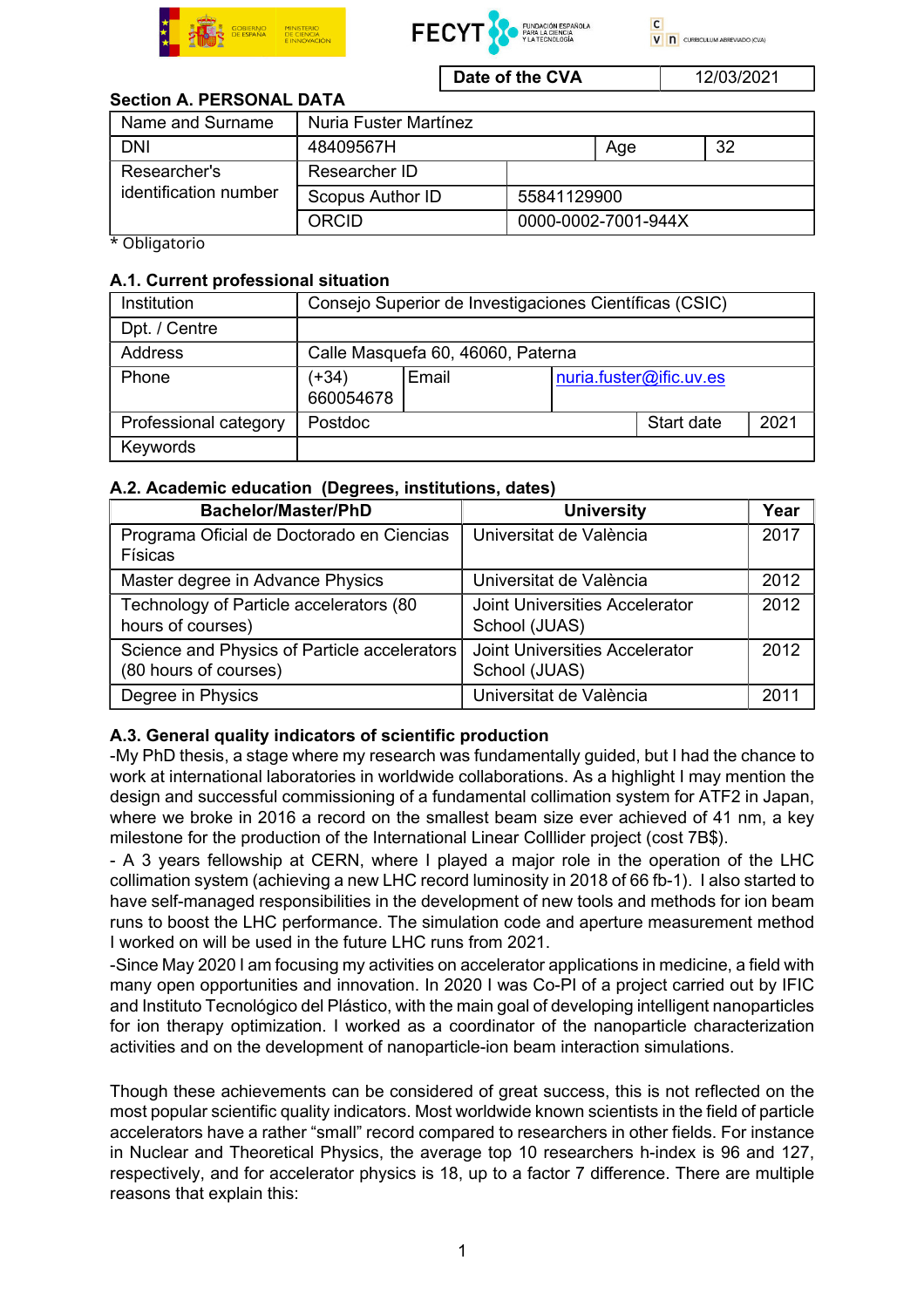| Date of the CVA | 12/03/2021 |
|---|---|

## Section A. PERSONAL DATA

| Name and Surname | Nuria Fuster Martínez | | |
|---|---|---|---|
| DNI | 48409567H | Age | 32 |
| Researcher's identification number | Researcher ID | | |
| | Scopus Author ID | 55841129900 | |
| | ORCID | 0000-0002-7001-944X | |

* Obligatorio

### A.1. Current professional situation

| Institution | Consejo Superior de Investigaciones Científicas (CSIC) | | | | |
|---|---|---|---|---|---|
| Dpt. / Centre | | | | | |
| Address | Calle Masquefa 60, 46060, Paterna | | | | |
| Phone | (+34) 660054678 | Email | nuria.fuster@ific.uv.es | | |
| Professional category | Postdoc | | | Start date | 2021 |
| Keywords | | | | | |

### A.2. Academic education (Degrees, institutions, dates)

| Bachelor/Master/PhD | University | Year |
|---|---|---|
| Programa Oficial de Doctorado en Ciencias Físicas | Universitat de València | 2017 |
| Master degree in Advance Physics | Universitat de València | 2012 |
| Technology of Particle accelerators (80 hours of courses) | Joint Universities Accelerator School (JUAS) | 2012 |
| Science and Physics of Particle accelerators (80 hours of courses) | Joint Universities Accelerator School (JUAS) | 2012 |
| Degree in Physics | Universitat de València | 2011 |

### A.3. General quality indicators of scientific production

-My PhD thesis, a stage where my research was fundamentally guided, but I had the chance to work at international laboratories in worldwide collaborations. As a highlight I may mention the design and successful commissioning of a fundamental collimation system for ATF2 in Japan, where we broke in 2016 a record on the smallest beam size ever achieved of 41 nm, a key milestone for the production of the International Linear Colllider project (cost 7B$).

- A 3 years fellowship at CERN, where I played a major role in the operation of the LHC collimation system (achieving a new LHC record luminosity in 2018 of 66 fb-1). I also started to have self-managed responsibilities in the development of new tools and methods for ion beam runs to boost the LHC performance. The simulation code and aperture measurement method I worked on will be used in the future LHC runs from 2021.

-Since May 2020 I am focusing my activities on accelerator applications in medicine, a field with many open opportunities and innovation. In 2020 I was Co-PI of a project carried out by IFIC and Instituto Tecnológico del Plástico, with the main goal of developing intelligent nanoparticles for ion therapy optimization. I worked as a coordinator of the nanoparticle characterization activities and on the development of nanoparticle-ion beam interaction simulations.

Though these achievements can be considered of great success, this is not reflected on the most popular scientific quality indicators. Most worldwide known scientists in the field of particle accelerators have a rather “small” record compared to researchers in other fields. For instance in Nuclear and Theoretical Physics, the average top 10 researchers h-index is 96 and 127, respectively, and for accelerator physics is 18, up to a factor 7 difference. There are multiple reasons that explain this: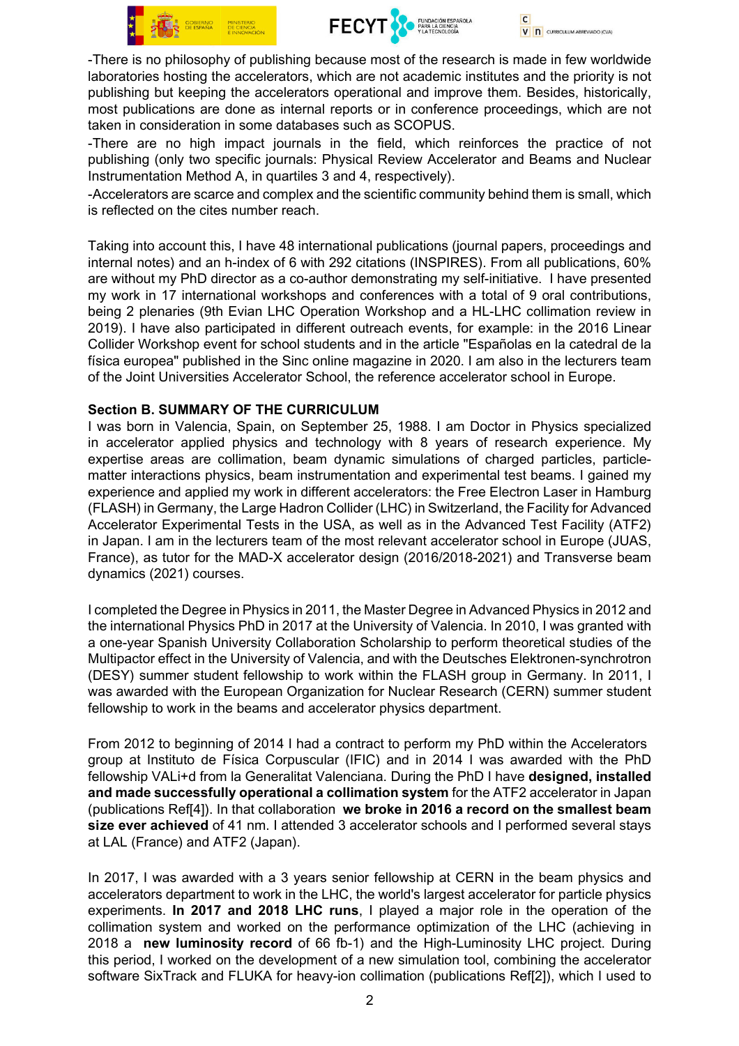-There is no philosophy of publishing because most of the research is made in few worldwide laboratories hosting the accelerators, which are not academic institutes and the priority is not publishing but keeping the accelerators operational and improve them. Besides, historically, most publications are done as internal reports or in conference proceedings, which are not taken in consideration in some databases such as SCOPUS.

-There are no high impact journals in the field, which reinforces the practice of not publishing (only two specific journals: Physical Review Accelerator and Beams and Nuclear Instrumentation Method A, in quartiles 3 and 4, respectively).

-Accelerators are scarce and complex and the scientific community behind them is small, which is reflected on the cites number reach.

Taking into account this, I have 48 international publications (journal papers, proceedings and internal notes) and an h-index of 6 with 292 citations (INSPIRES). From all publications, 60% are without my PhD director as a co-author demonstrating my self-initiative. I have presented my work in 17 international workshops and conferences with a total of 9 oral contributions, being 2 plenaries (9th Evian LHC Operation Workshop and a HL-LHC collimation review in 2019). I have also participated in different outreach events, for example: in the 2016 Linear Collider Workshop event for school students and in the article "Españolas en la catedral de la física europea" published in the Sinc online magazine in 2020. I am also in the lecturers team of the Joint Universities Accelerator School, the reference accelerator school in Europe.

**Section B. SUMMARY OF THE CURRICULUM**

I was born in Valencia, Spain, on September 25, 1988. I am Doctor in Physics specialized in accelerator applied physics and technology with 8 years of research experience. My expertise areas are collimation, beam dynamic simulations of charged particles, particle-matter interactions physics, beam instrumentation and experimental test beams. I gained my experience and applied my work in different accelerators: the Free Electron Laser in Hamburg (FLASH) in Germany, the Large Hadron Collider (LHC) in Switzerland, the Facility for Advanced Accelerator Experimental Tests in the USA, as well as in the Advanced Test Facility (ATF2) in Japan. I am in the lecturers team of the most relevant accelerator school in Europe (JUAS, France), as tutor for the MAD-X accelerator design (2016/2018-2021) and Transverse beam dynamics (2021) courses.

I completed the Degree in Physics in 2011, the Master Degree in Advanced Physics in 2012 and the international Physics PhD in 2017 at the University of Valencia. In 2010, I was granted with a one-year Spanish University Collaboration Scholarship to perform theoretical studies of the Multipactor effect in the University of Valencia, and with the Deutsches Elektronen-synchrotron (DESY) summer student fellowship to work within the FLASH group in Germany. In 2011, I was awarded with the European Organization for Nuclear Research (CERN) summer student fellowship to work in the beams and accelerator physics department.

From 2012 to beginning of 2014 I had a contract to perform my PhD within the Accelerators group at Instituto de Física Corpuscular (IFIC) and in 2014 I was awarded with the PhD fellowship VALi+d from la Generalitat Valenciana. During the PhD I have **designed, installed and made successfully operational a collimation system** for the ATF2 accelerator in Japan (publications Ref[4]). In that collaboration **we broke in 2016 a record on the smallest beam size ever achieved** of 41 nm. I attended 3 accelerator schools and I performed several stays at LAL (France) and ATF2 (Japan).

In 2017, I was awarded with a 3 years senior fellowship at CERN in the beam physics and accelerators department to work in the LHC, the world's largest accelerator for particle physics experiments. **In 2017 and 2018 LHC runs**, I played a major role in the operation of the collimation system and worked on the performance optimization of the LHC (achieving in 2018 a **new luminosity record** of 66 fb-1) and the High-Luminosity LHC project. During this period, I worked on the development of a new simulation tool, combining the accelerator software SixTrack and FLUKA for heavy-ion collimation (publications Ref[2]), which I used to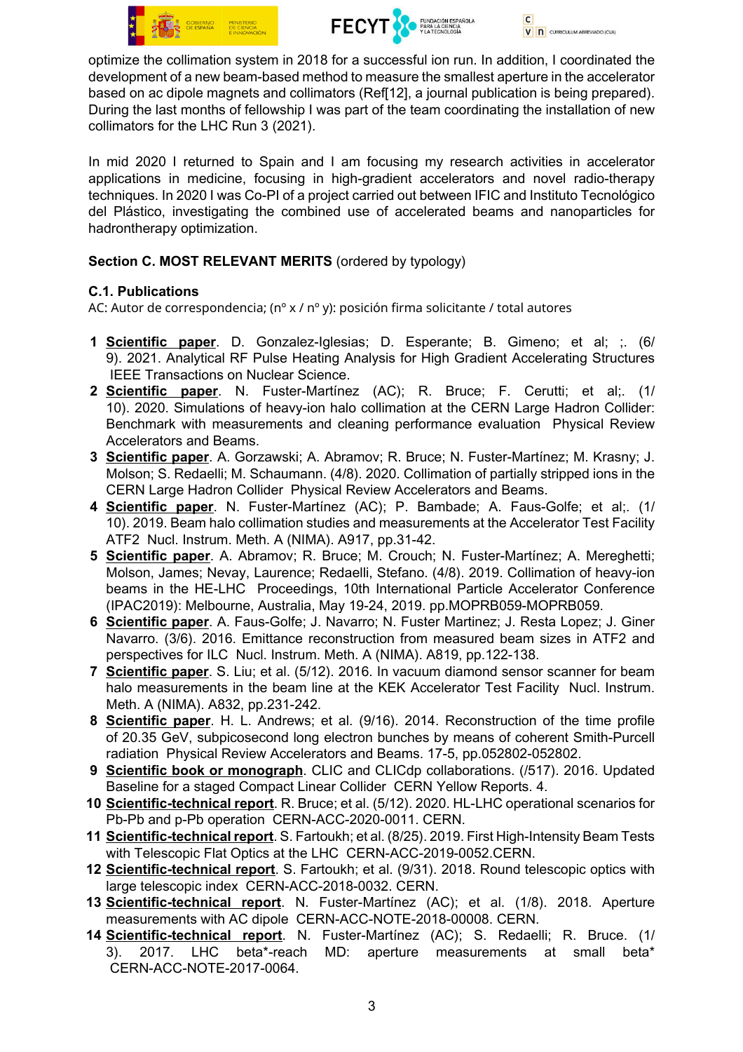optimize the collimation system in 2018 for a successful ion run. In addition, I coordinated the development of a new beam-based method to measure the smallest aperture in the accelerator based on ac dipole magnets and collimators (Ref[12], a journal publication is being prepared). During the last months of fellowship I was part of the team coordinating the installation of new collimators for the LHC Run 3 (2021).

In mid 2020 I returned to Spain and I am focusing my research activities in accelerator applications in medicine, focusing in high-gradient accelerators and novel radio-therapy techniques. In 2020 I was Co-PI of a project carried out between IFIC and Instituto Tecnológico del Plástico, investigating the combined use of accelerated beams and nanoparticles for hadrontherapy optimization.

**Section C. MOST RELEVANT MERITS** (ordered by typology)

**C.1. Publications**

AC: Autor de correspondencia; (nº x / nº y): posición firma solicitante / total autores

1. **Scientific paper**. D. Gonzalez-Iglesias; D. Esperante; B. Gimeno; et al; ;. (6/ 9). 2021. Analytical RF Pulse Heating Analysis for High Gradient Accelerating Structures IEEE Transactions on Nuclear Science.
2. **Scientific paper**. N. Fuster-Martínez (AC); R. Bruce; F. Cerutti; et al;. (1/ 10). 2020. Simulations of heavy-ion halo collimation at the CERN Large Hadron Collider: Benchmark with measurements and cleaning performance evaluation Physical Review Accelerators and Beams.
3. **Scientific paper**. A. Gorzawski; A. Abramov; R. Bruce; N. Fuster-Martínez; M. Krasny; J. Molson; S. Redaelli; M. Schaumann. (4/8). 2020. Collimation of partially stripped ions in the CERN Large Hadron Collider Physical Review Accelerators and Beams.
4. **Scientific paper**. N. Fuster-Martínez (AC); P. Bambade; A. Faus-Golfe; et al;. (1/ 10). 2019. Beam halo collimation studies and measurements at the Accelerator Test Facility ATF2 Nucl. Instrum. Meth. A (NIMA). A917, pp.31-42.
5. **Scientific paper**. A. Abramov; R. Bruce; M. Crouch; N. Fuster-Martínez; A. Mereghetti; Molson, James; Nevay, Laurence; Redaelli, Stefano. (4/8). 2019. Collimation of heavy-ion beams in the HE-LHC Proceedings, 10th International Particle Accelerator Conference (IPAC2019): Melbourne, Australia, May 19-24, 2019. pp.MOPRB059-MOPRB059.
6. **Scientific paper**. A. Faus-Golfe; J. Navarro; N. Fuster Martinez; J. Resta Lopez; J. Giner Navarro. (3/6). 2016. Emittance reconstruction from measured beam sizes in ATF2 and perspectives for ILC Nucl. Instrum. Meth. A (NIMA). A819, pp.122-138.
7. **Scientific paper**. S. Liu; et al. (5/12). 2016. In vacuum diamond sensor scanner for beam halo measurements in the beam line at the KEK Accelerator Test Facility Nucl. Instrum. Meth. A (NIMA). A832, pp.231-242.
8. **Scientific paper**. H. L. Andrews; et al. (9/16). 2014. Reconstruction of the time profile of 20.35 GeV, subpicosecond long electron bunches by means of coherent Smith-Purcell radiation Physical Review Accelerators and Beams. 17-5, pp.052802-052802.
9. **Scientific book or monograph**. CLIC and CLICdp collaborations. (/517). 2016. Updated Baseline for a staged Compact Linear Collider CERN Yellow Reports. 4.
10. **Scientific-technical report**. R. Bruce; et al. (5/12). 2020. HL-LHC operational scenarios for Pb-Pb and p-Pb operation CERN-ACC-2020-0011. CERN.
11. **Scientific-technical report**. S. Fartoukh; et al. (8/25). 2019. First High-Intensity Beam Tests with Telescopic Flat Optics at the LHC CERN-ACC-2019-0052.CERN.
12. **Scientific-technical report**. S. Fartoukh; et al. (9/31). 2018. Round telescopic optics with large telescopic index CERN-ACC-2018-0032. CERN.
13. **Scientific-technical report**. N. Fuster-Martínez (AC); et al. (1/8). 2018. Aperture measurements with AC dipole CERN-ACC-NOTE-2018-00008. CERN.
14. **Scientific-technical report**. N. Fuster-Martínez (AC); S. Redaelli; R. Bruce. (1/ 3). 2017. LHC beta*-reach MD: aperture measurements at small beta* CERN-ACC-NOTE-2017-0064.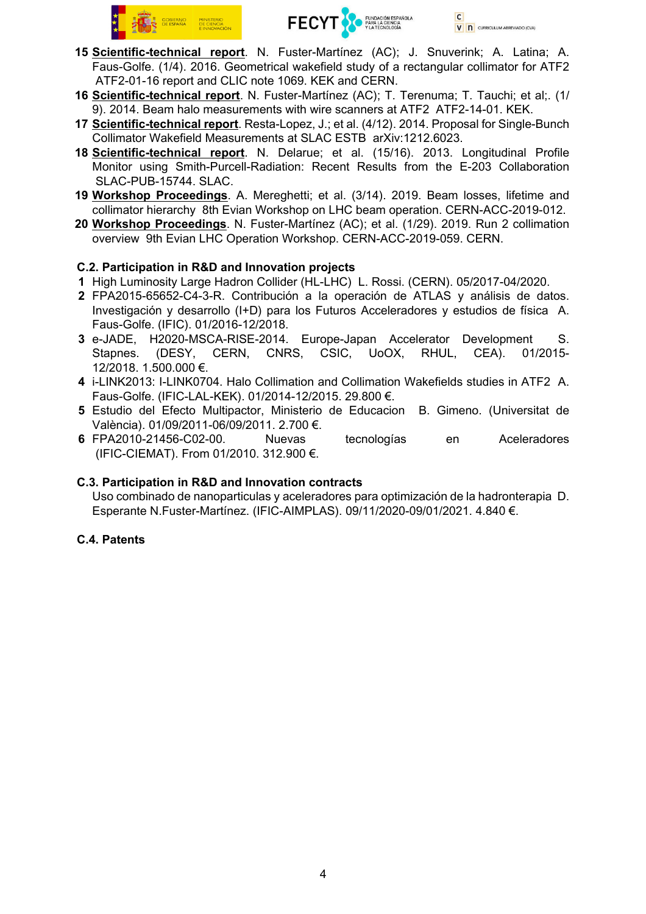**15** **Scientific-technical report**. N. Fuster-Martínez (AC); J. Snuverink; A. Latina; A. Faus-Golfe. (1/4). 2016. Geometrical wakefield study of a rectangular collimator for ATF2 ATF2-01-16 report and CLIC note 1069. KEK and CERN.

**16** **Scientific-technical report**. N. Fuster-Martínez (AC); T. Terenuma; T. Tauchi; et al;. (1/ 9). 2014. Beam halo measurements with wire scanners at ATF2 ATF2-14-01. KEK.

**17** **Scientific-technical report**. Resta-Lopez, J.; et al. (4/12). 2014. Proposal for Single-Bunch Collimator Wakefield Measurements at SLAC ESTB arXiv:1212.6023.

**18** **Scientific-technical report**. N. Delarue; et al. (15/16). 2013. Longitudinal Profile Monitor using Smith-Purcell-Radiation: Recent Results from the E-203 Collaboration SLAC-PUB-15744. SLAC.

**19** **Workshop Proceedings**. A. Mereghetti; et al. (3/14). 2019. Beam losses, lifetime and collimator hierarchy 8th Evian Workshop on LHC beam operation. CERN-ACC-2019-012.

**20** **Workshop Proceedings**. N. Fuster-Martínez (AC); et al. (1/29). 2019. Run 2 collimation overview 9th Evian LHC Operation Workshop. CERN-ACC-2019-059. CERN.

### C.2. Participation in R&D and Innovation projects

**1** High Luminosity Large Hadron Collider (HL-LHC) L. Rossi. (CERN). 05/2017-04/2020.

**2** FPA2015-65652-C4-3-R. Contribución a la operación de ATLAS y análisis de datos. Investigación y desarrollo (I+D) para los Futuros Aceleradores y estudios de física A. Faus-Golfe. (IFIC). 01/2016-12/2018.

**3** e-JADE, H2020-MSCA-RISE-2014. Europe-Japan Accelerator Development S. Stapnes. (DESY, CERN, CNRS, CSIC, UoOX, RHUL, CEA). 01/2015-12/2018. 1.500.000 €.

**4** i-LINK2013: I-LINK0704. Halo Collimation and Collimation Wakefields studies in ATF2 A. Faus-Golfe. (IFIC-LAL-KEK). 01/2014-12/2015. 29.800 €.

**5** Estudio del Efecto Multipactor, Ministerio de Educacion B. Gimeno. (Universitat de València). 01/09/2011-06/09/2011. 2.700 €.

**6** FPA2010-21456-C02-00. Nuevas tecnologías en Aceleradores (IFIC-CIEMAT). From 01/2010. 312.900 €.

### C.3. Participation in R&D and Innovation contracts

Uso combinado de nanoparticulas y aceleradores para optimización de la hadronterapia D. Esperante N.Fuster-Martínez. (IFIC-AIMPLAS). 09/11/2020-09/01/2021. 4.840 €.

### C.4. Patents